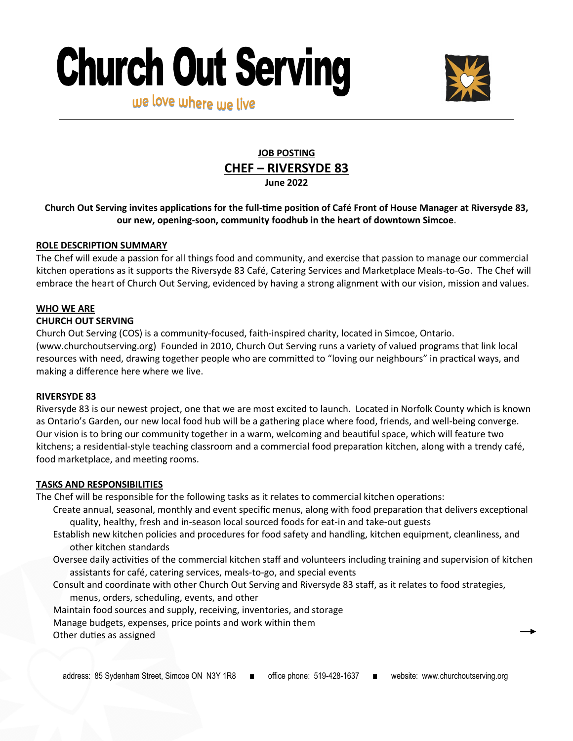# Church Out Serving

we love where we live

**JOB POSTING**

## CHEF – RIVERSYDE 83

**June 2022**

**Church Out Serving invites applications for the full-time position of Café Front of House Manager at Riversyde 83, our new, opening-soon, community foodhub in the heart of downtown Simcoe**.

### ROLE DESCRIPTION SUMMARY

The Chef will exude a passion for all things food and community, and exercise that passion to manage our commercial kitchen operations as it supports the Riversyde 83 Café, Catering Services and Marketplace Meals-to-Go. The Chef will embrace the heart of Church Out Serving, evidenced by having a strong alignment with our vision, mission and values.

### WHO WE ARE

**CHURCH OUT SERVING**

Church Out Serving (COS) is a community-focused, faith-inspired charity, located in Simcoe, Ontario. (www.churchoutserving.org) Founded in 2010, Church Out Serving runs a variety of valued programs that link local resources with need, drawing together people who are committed to "loving our neighbours" in practical ways, and making a difference here where we live.

**RIVERSYDE 83**

Riversyde 83 is our newest project, one that we are most excited to launch. Located in Norfolk County which is known as Ontario's Garden, our new local food hub will be a gathering place where food, friends, and well-being converge. Our vision is to bring our community together in a warm, welcoming and beautiful space, which will feature two kitchens; a residential-style teaching classroom and a commercial food preparation kitchen, along with a trendy café, food marketplace, and meeting rooms.

### TASKS AND RESPONSIBILITIES

The Chef will be responsible for the following tasks as it relates to commercial kitchen operations:

- Create annual, seasonal, monthly and event specific menus, along with food preparation that delivers exceptional quality, healthy, fresh and in-season local sourced foods for eat-in and take-out guests
- Establish new kitchen policies and procedures for food safety and handling, kitchen equipment, cleanliness, and other kitchen standards
- Oversee daily activities of the commercial kitchen staff and volunteers including training and supervision of kitchen assistants for café, catering services, meals-to-go, and special events
- Consult and coordinate with other Church Out Serving and Riversyde 83 staff, as it relates to food strategies, menus, orders, scheduling, events, and other
- Maintain food sources and supply, receiving, inventories, and storage
- Manage budgets, expenses, price points and work within them
- Other duties as assigned

address: 85 Sydenham Street, Simcoe ON N3Y 1R8 ■ office phone: 519-428-1637 ■ website: www.churchoutserving.org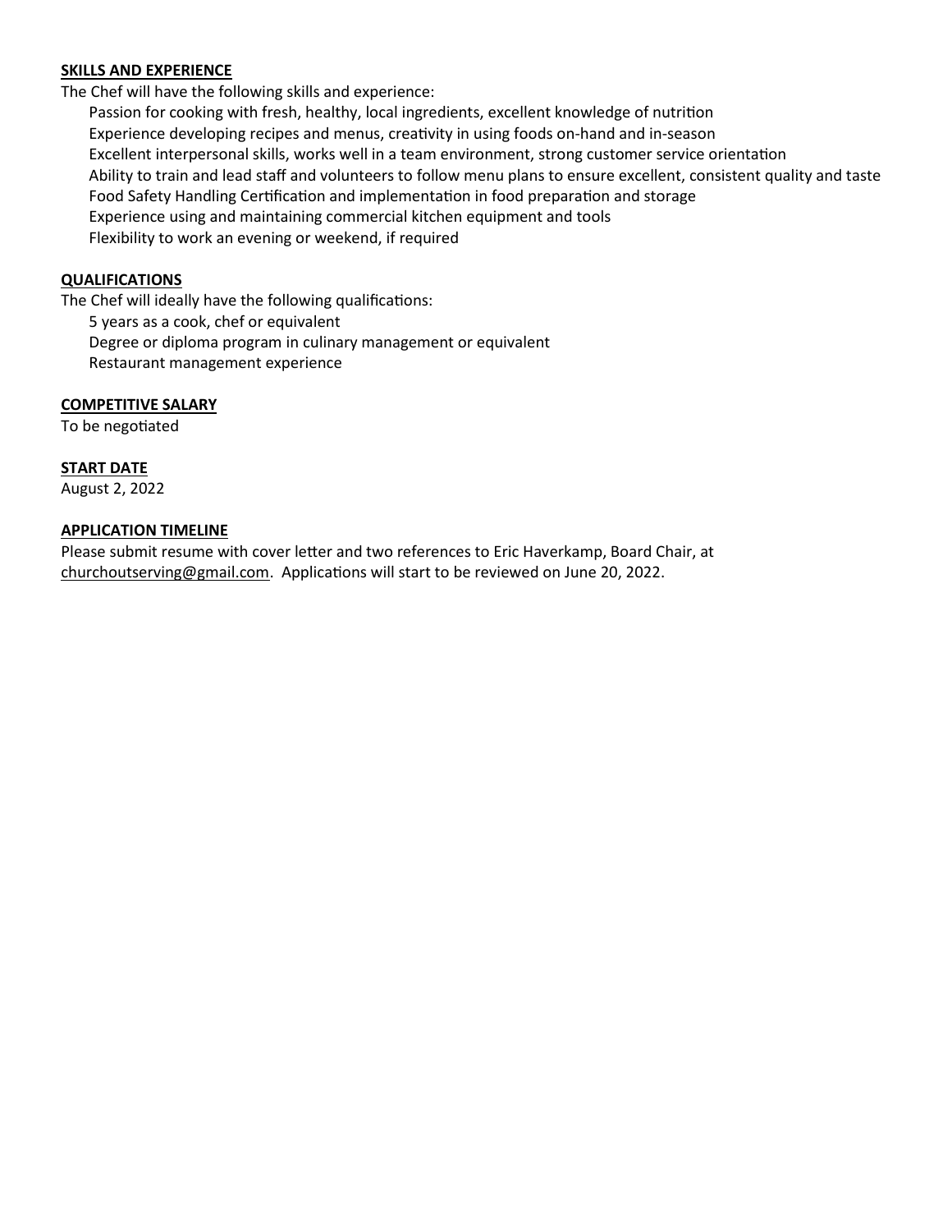**SKILLS AND EXPERIENCE**

The Chef will have the following skills and experience:

- Passion for cooking with fresh, healthy, local ingredients, excellent knowledge of nutrition
- Experience developing recipes and menus, creativity in using foods on-hand and in-season
- Excellent interpersonal skills, works well in a team environment, strong customer service orientation
- Ability to train and lead staff and volunteers to follow menu plans to ensure excellent, consistent quality and taste
- Food Safety Handling Certification and implementation in food preparation and storage
- Experience using and maintaining commercial kitchen equipment and tools
- Flexibility to work an evening or weekend, if required

**QUALIFICATIONS**

The Chef will ideally have the following qualifications:

- 5 years as a cook, chef or equivalent
- Degree or diploma program in culinary management or equivalent
- Restaurant management experience

**COMPETITIVE SALARY**

To be negotiated

**START DATE**

August 2, 2022

**APPLICATION TIMELINE**

Please submit resume with cover letter and two references to Eric Haverkamp, Board Chair, at churchoutserving@gmail.com. Applications will start to be reviewed on June 20, 2022.